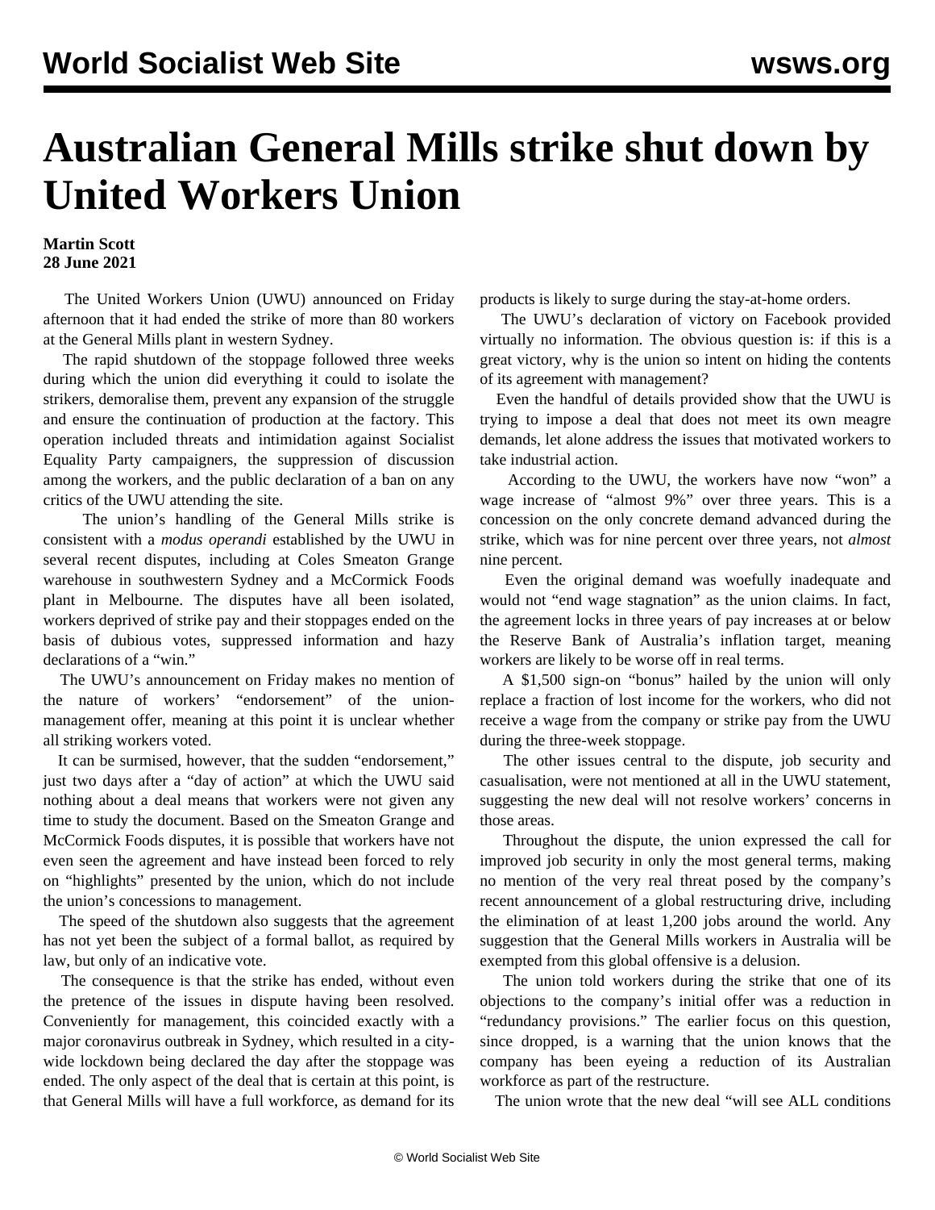# Australian General Mills strike shut down by United Workers Union

**Martin Scott**
**28 June 2021**

The United Workers Union (UWU) announced on Friday afternoon that it had ended the strike of more than 80 workers at the General Mills plant in western Sydney.

The rapid shutdown of the stoppage followed three weeks during which the union did everything it could to isolate the strikers, demoralise them, prevent any expansion of the struggle and ensure the continuation of production at the factory. This operation included threats and intimidation against Socialist Equality Party campaigners, the suppression of discussion among the workers, and the public declaration of a ban on any critics of the UWU attending the site.

The union's handling of the General Mills strike is consistent with a *modus operandi* established by the UWU in several recent disputes, including at Coles Smeaton Grange warehouse in southwestern Sydney and a McCormick Foods plant in Melbourne. The disputes have all been isolated, workers deprived of strike pay and their stoppages ended on the basis of dubious votes, suppressed information and hazy declarations of a "win."

The UWU's announcement on Friday makes no mention of the nature of workers' "endorsement" of the union-management offer, meaning at this point it is unclear whether all striking workers voted.

It can be surmised, however, that the sudden "endorsement," just two days after a "day of action" at which the UWU said nothing about a deal means that workers were not given any time to study the document. Based on the Smeaton Grange and McCormick Foods disputes, it is possible that workers have not even seen the agreement and have instead been forced to rely on "highlights" presented by the union, which do not include the union's concessions to management.

The speed of the shutdown also suggests that the agreement has not yet been the subject of a formal ballot, as required by law, but only of an indicative vote.

The consequence is that the strike has ended, without even the pretence of the issues in dispute having been resolved. Conveniently for management, this coincided exactly with a major coronavirus outbreak in Sydney, which resulted in a city-wide lockdown being declared the day after the stoppage was ended. The only aspect of the deal that is certain at this point, is that General Mills will have a full workforce, as demand for its products is likely to surge during the stay-at-home orders.

The UWU's declaration of victory on Facebook provided virtually no information. The obvious question is: if this is a great victory, why is the union so intent on hiding the contents of its agreement with management?

Even the handful of details provided show that the UWU is trying to impose a deal that does not meet its own meagre demands, let alone address the issues that motivated workers to take industrial action.

According to the UWU, the workers have now "won" a wage increase of "almost 9%" over three years. This is a concession on the only concrete demand advanced during the strike, which was for nine percent over three years, not *almost* nine percent.

Even the original demand was woefully inadequate and would not "end wage stagnation" as the union claims. In fact, the agreement locks in three years of pay increases at or below the Reserve Bank of Australia's inflation target, meaning workers are likely to be worse off in real terms.

A $1,500 sign-on "bonus" hailed by the union will only replace a fraction of lost income for the workers, who did not receive a wage from the company or strike pay from the UWU during the three-week stoppage.

The other issues central to the dispute, job security and casualisation, were not mentioned at all in the UWU statement, suggesting the new deal will not resolve workers' concerns in those areas.

Throughout the dispute, the union expressed the call for improved job security in only the most general terms, making no mention of the very real threat posed by the company's recent announcement of a global restructuring drive, including the elimination of at least 1,200 jobs around the world. Any suggestion that the General Mills workers in Australia will be exempted from this global offensive is a delusion.

The union told workers during the strike that one of its objections to the company's initial offer was a reduction in "redundancy provisions." The earlier focus on this question, since dropped, is a warning that the union knows that the company has been eyeing a reduction of its Australian workforce as part of the restructure.

The union wrote that the new deal "will see ALL conditions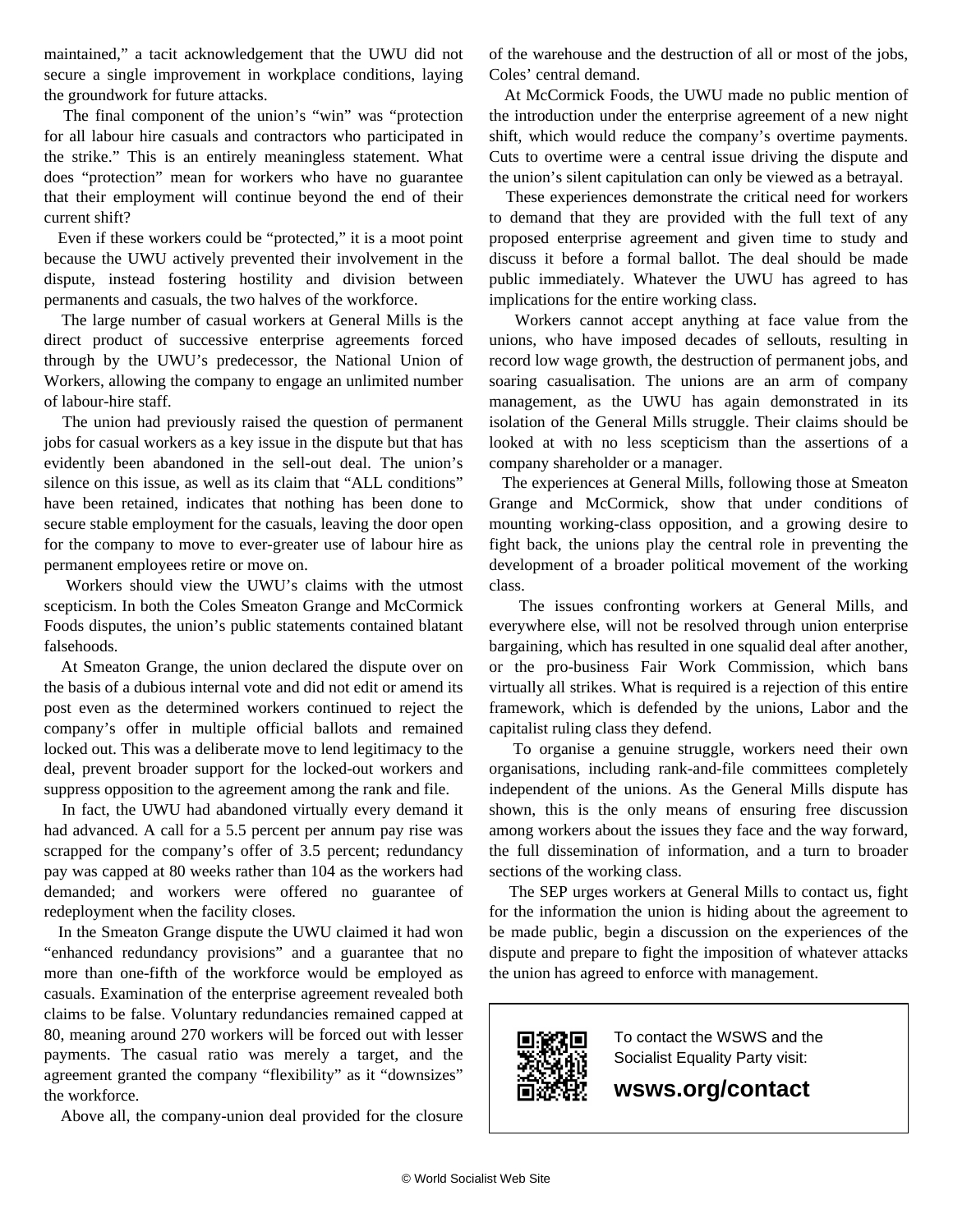maintained," a tacit acknowledgement that the UWU did not secure a single improvement in workplace conditions, laying the groundwork for future attacks.

The final component of the union's "win" was "protection for all labour hire casuals and contractors who participated in the strike." This is an entirely meaningless statement. What does "protection" mean for workers who have no guarantee that their employment will continue beyond the end of their current shift?

Even if these workers could be "protected," it is a moot point because the UWU actively prevented their involvement in the dispute, instead fostering hostility and division between permanents and casuals, the two halves of the workforce.

The large number of casual workers at General Mills is the direct product of successive enterprise agreements forced through by the UWU's predecessor, the National Union of Workers, allowing the company to engage an unlimited number of labour-hire staff.

The union had previously raised the question of permanent jobs for casual workers as a key issue in the dispute but that has evidently been abandoned in the sell-out deal. The union's silence on this issue, as well as its claim that "ALL conditions" have been retained, indicates that nothing has been done to secure stable employment for the casuals, leaving the door open for the company to move to ever-greater use of labour hire as permanent employees retire or move on.

Workers should view the UWU's claims with the utmost scepticism. In both the Coles Smeaton Grange and McCormick Foods disputes, the union's public statements contained blatant falsehoods.

At Smeaton Grange, the union declared the dispute over on the basis of a dubious internal vote and did not edit or amend its post even as the determined workers continued to reject the company's offer in multiple official ballots and remained locked out. This was a deliberate move to lend legitimacy to the deal, prevent broader support for the locked-out workers and suppress opposition to the agreement among the rank and file.

In fact, the UWU had abandoned virtually every demand it had advanced. A call for a 5.5 percent per annum pay rise was scrapped for the company's offer of 3.5 percent; redundancy pay was capped at 80 weeks rather than 104 as the workers had demanded; and workers were offered no guarantee of redeployment when the facility closes.

In the Smeaton Grange dispute the UWU claimed it had won "enhanced redundancy provisions" and a guarantee that no more than one-fifth of the workforce would be employed as casuals. Examination of the enterprise agreement revealed both claims to be false. Voluntary redundancies remained capped at 80, meaning around 270 workers will be forced out with lesser payments. The casual ratio was merely a target, and the agreement granted the company "flexibility" as it "downsizes" the workforce.

Above all, the company-union deal provided for the closure of the warehouse and the destruction of all or most of the jobs, Coles' central demand.

At McCormick Foods, the UWU made no public mention of the introduction under the enterprise agreement of a new night shift, which would reduce the company's overtime payments. Cuts to overtime were a central issue driving the dispute and the union's silent capitulation can only be viewed as a betrayal.

These experiences demonstrate the critical need for workers to demand that they are provided with the full text of any proposed enterprise agreement and given time to study and discuss it before a formal ballot. The deal should be made public immediately. Whatever the UWU has agreed to has implications for the entire working class.

Workers cannot accept anything at face value from the unions, who have imposed decades of sellouts, resulting in record low wage growth, the destruction of permanent jobs, and soaring casualisation. The unions are an arm of company management, as the UWU has again demonstrated in its isolation of the General Mills struggle. Their claims should be looked at with no less scepticism than the assertions of a company shareholder or a manager.

The experiences at General Mills, following those at Smeaton Grange and McCormick, show that under conditions of mounting working-class opposition, and a growing desire to fight back, the unions play the central role in preventing the development of a broader political movement of the working class.

The issues confronting workers at General Mills, and everywhere else, will not be resolved through union enterprise bargaining, which has resulted in one squalid deal after another, or the pro-business Fair Work Commission, which bans virtually all strikes. What is required is a rejection of this entire framework, which is defended by the unions, Labor and the capitalist ruling class they defend.

To organise a genuine struggle, workers need their own organisations, including rank-and-file committees completely independent of the unions. As the General Mills dispute has shown, this is the only means of ensuring free discussion among workers about the issues they face and the way forward, the full dissemination of information, and a turn to broader sections of the working class.

The SEP urges workers at General Mills to contact us, fight for the information the union is hiding about the agreement to be made public, begin a discussion on the experiences of the dispute and prepare to fight the imposition of whatever attacks the union has agreed to enforce with management.

To contact the WSWS and the Socialist Equality Party visit:

**wsws.org/contact**